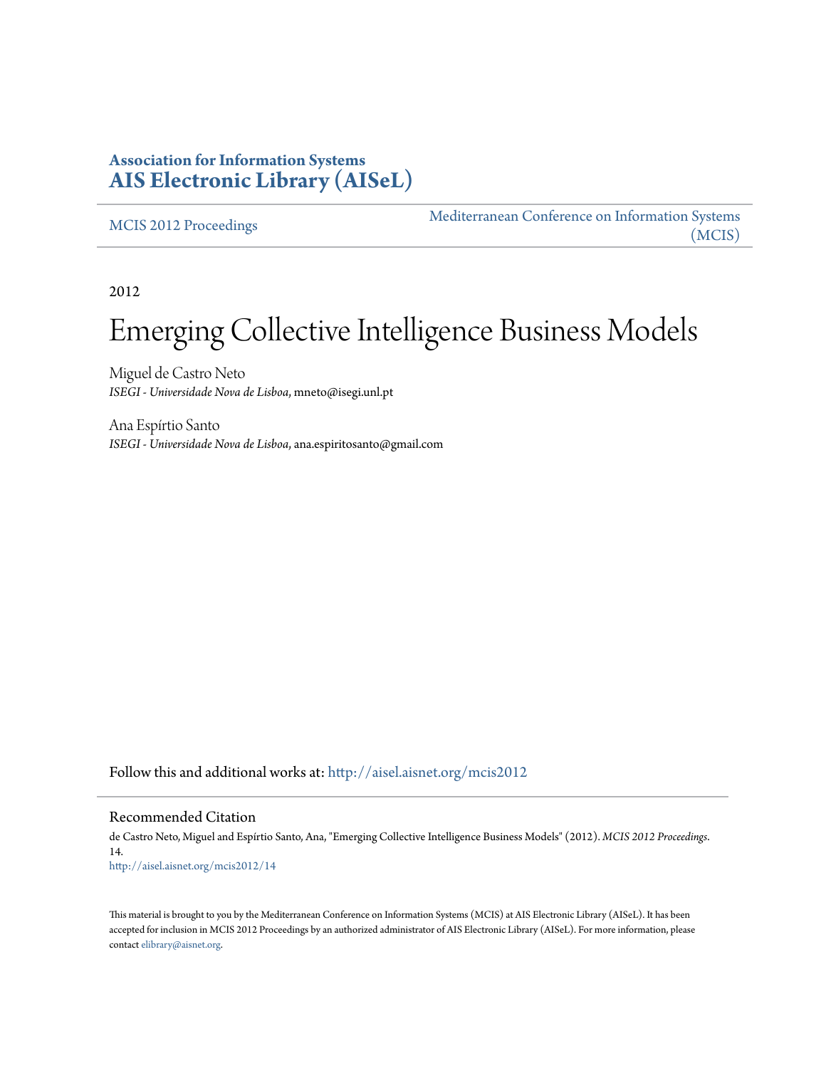**Association for Information Systems**
**AIS Electronic Library (AISeL)**

MCIS 2012 Proceedings | Mediterranean Conference on Information Systems (MCIS)

2012

# Emerging Collective Intelligence Business Models

Miguel de Castro Neto
*ISEGI - Universidade Nova de Lisboa*, mneto@isegi.unl.pt

Ana Espírtio Santo
*ISEGI - Universidade Nova de Lisboa*, ana.espiritosanto@gmail.com

Follow this and additional works at: http://aisel.aisnet.org/mcis2012

## Recommended Citation

de Castro Neto, Miguel and Espírtio Santo, Ana, "Emerging Collective Intelligence Business Models" (2012). *MCIS 2012 Proceedings*. 14.
http://aisel.aisnet.org/mcis2012/14

This material is brought to you by the Mediterranean Conference on Information Systems (MCIS) at AIS Electronic Library (AISeL). It has been accepted for inclusion in MCIS 2012 Proceedings by an authorized administrator of AIS Electronic Library (AISeL). For more information, please contact elibrary@aisnet.org.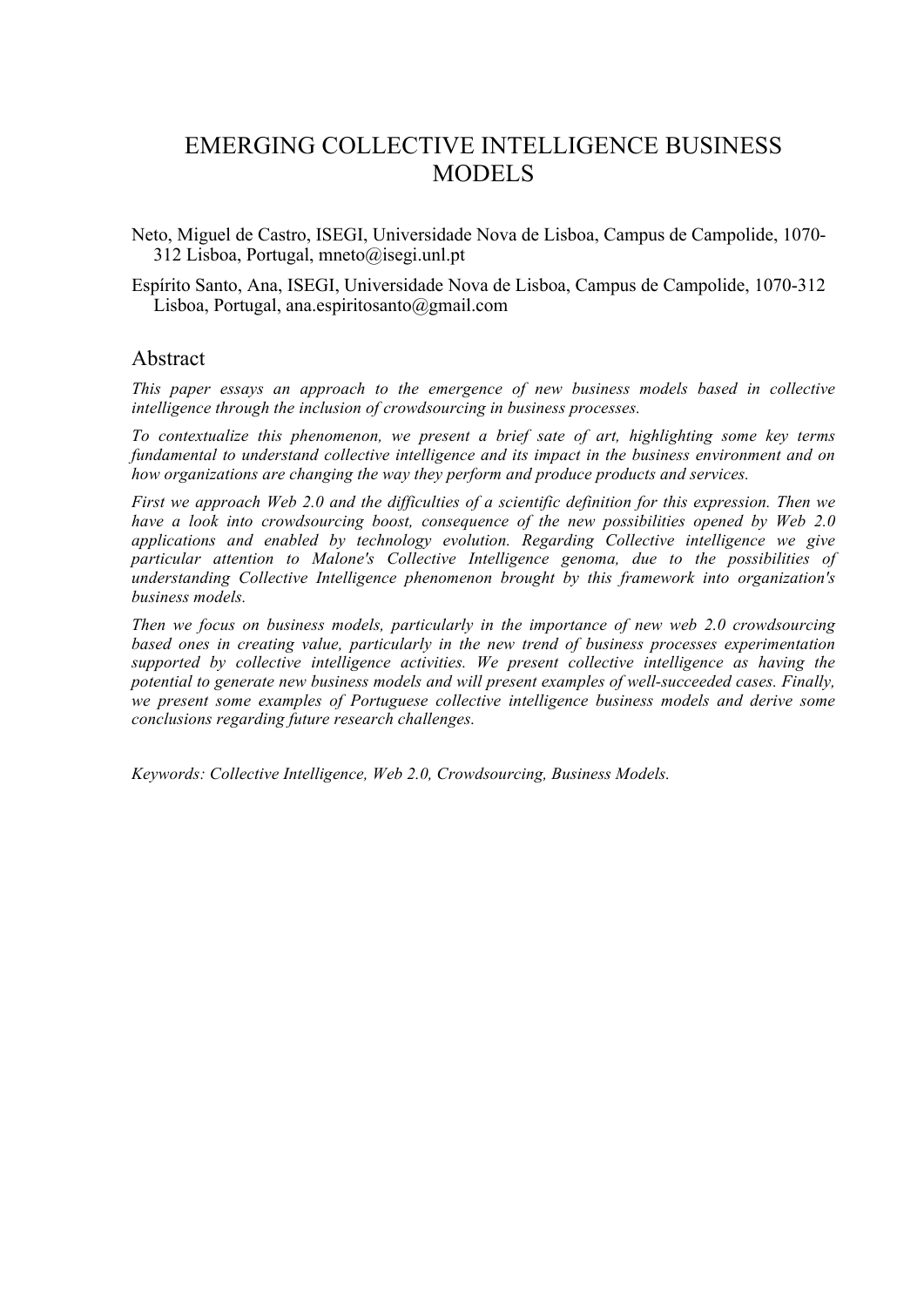# EMERGING COLLECTIVE INTELLIGENCE BUSINESS MODELS

Neto, Miguel de Castro, ISEGI, Universidade Nova de Lisboa, Campus de Campolide, 1070-312 Lisboa, Portugal, mneto@isegi.unl.pt

Espírito Santo, Ana, ISEGI, Universidade Nova de Lisboa, Campus de Campolide, 1070-312 Lisboa, Portugal, ana.espiritosanto@gmail.com

## Abstract

*This paper essays an approach to the emergence of new business models based in collective intelligence through the inclusion of crowdsourcing in business processes.*

*To contextualize this phenomenon, we present a brief sate of art, highlighting some key terms fundamental to understand collective intelligence and its impact in the business environment and on how organizations are changing the way they perform and produce products and services.*

*First we approach Web 2.0 and the difficulties of a scientific definition for this expression. Then we have a look into crowdsourcing boost, consequence of the new possibilities opened by Web 2.0 applications and enabled by technology evolution. Regarding Collective intelligence we give particular attention to Malone's Collective Intelligence genoma, due to the possibilities of understanding Collective Intelligence phenomenon brought by this framework into organization's business models.*

*Then we focus on business models, particularly in the importance of new web 2.0 crowdsourcing based ones in creating value, particularly in the new trend of business processes experimentation supported by collective intelligence activities. We present collective intelligence as having the potential to generate new business models and will present examples of well-succeeded cases. Finally, we present some examples of Portuguese collective intelligence business models and derive some conclusions regarding future research challenges.*

*Keywords: Collective Intelligence, Web 2.0, Crowdsourcing, Business Models.*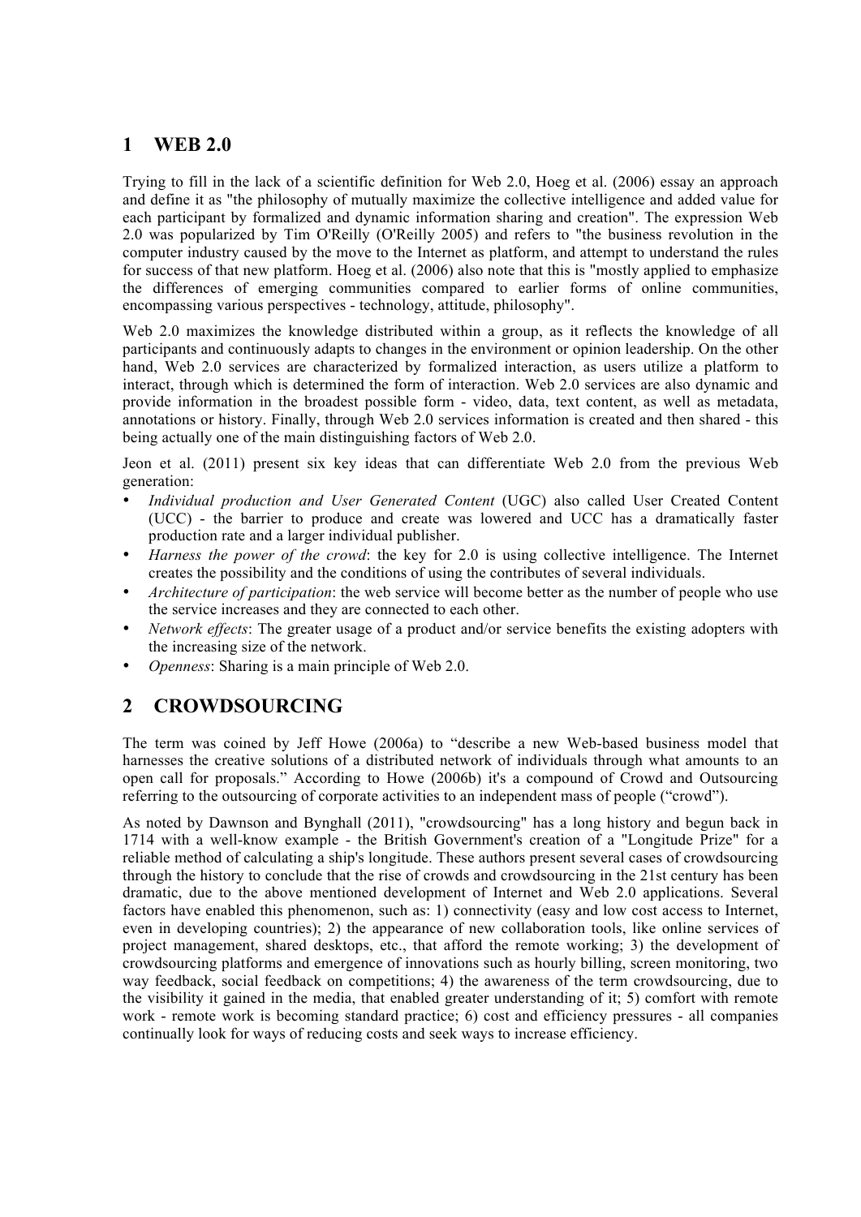# 1 WEB 2.0

Trying to fill in the lack of a scientific definition for Web 2.0, Hoeg et al. (2006) essay an approach and define it as "the philosophy of mutually maximize the collective intelligence and added value for each participant by formalized and dynamic information sharing and creation". The expression Web 2.0 was popularized by Tim O'Reilly (O'Reilly 2005) and refers to "the business revolution in the computer industry caused by the move to the Internet as platform, and attempt to understand the rules for success of that new platform. Hoeg et al. (2006) also note that this is "mostly applied to emphasize the differences of emerging communities compared to earlier forms of online communities, encompassing various perspectives - technology, attitude, philosophy".

Web 2.0 maximizes the knowledge distributed within a group, as it reflects the knowledge of all participants and continuously adapts to changes in the environment or opinion leadership. On the other hand, Web 2.0 services are characterized by formalized interaction, as users utilize a platform to interact, through which is determined the form of interaction. Web 2.0 services are also dynamic and provide information in the broadest possible form - video, data, text content, as well as metadata, annotations or history. Finally, through Web 2.0 services information is created and then shared - this being actually one of the main distinguishing factors of Web 2.0.

Jeon et al. (2011) present six key ideas that can differentiate Web 2.0 from the previous Web generation:

- *Individual production and User Generated Content* (UGC) also called User Created Content (UCC) - the barrier to produce and create was lowered and UCC has a dramatically faster production rate and a larger individual publisher.
- *Harness the power of the crowd*: the key for 2.0 is using collective intelligence. The Internet creates the possibility and the conditions of using the contributes of several individuals.
- *Architecture of participation*: the web service will become better as the number of people who use the service increases and they are connected to each other.
- *Network effects*: The greater usage of a product and/or service benefits the existing adopters with the increasing size of the network.
- *Openness*: Sharing is a main principle of Web 2.0.

# 2 CROWDSOURCING

The term was coined by Jeff Howe (2006a) to "describe a new Web-based business model that harnesses the creative solutions of a distributed network of individuals through what amounts to an open call for proposals." According to Howe (2006b) it's a compound of Crowd and Outsourcing referring to the outsourcing of corporate activities to an independent mass of people ("crowd").

As noted by Dawnson and Bynghall (2011), "crowdsourcing" has a long history and begun back in 1714 with a well-know example - the British Government's creation of a "Longitude Prize" for a reliable method of calculating a ship's longitude. These authors present several cases of crowdsourcing through the history to conclude that the rise of crowds and crowdsourcing in the 21st century has been dramatic, due to the above mentioned development of Internet and Web 2.0 applications. Several factors have enabled this phenomenon, such as: 1) connectivity (easy and low cost access to Internet, even in developing countries); 2) the appearance of new collaboration tools, like online services of project management, shared desktops, etc., that afford the remote working; 3) the development of crowdsourcing platforms and emergence of innovations such as hourly billing, screen monitoring, two way feedback, social feedback on competitions; 4) the awareness of the term crowdsourcing, due to the visibility it gained in the media, that enabled greater understanding of it; 5) comfort with remote work - remote work is becoming standard practice; 6) cost and efficiency pressures - all companies continually look for ways of reducing costs and seek ways to increase efficiency.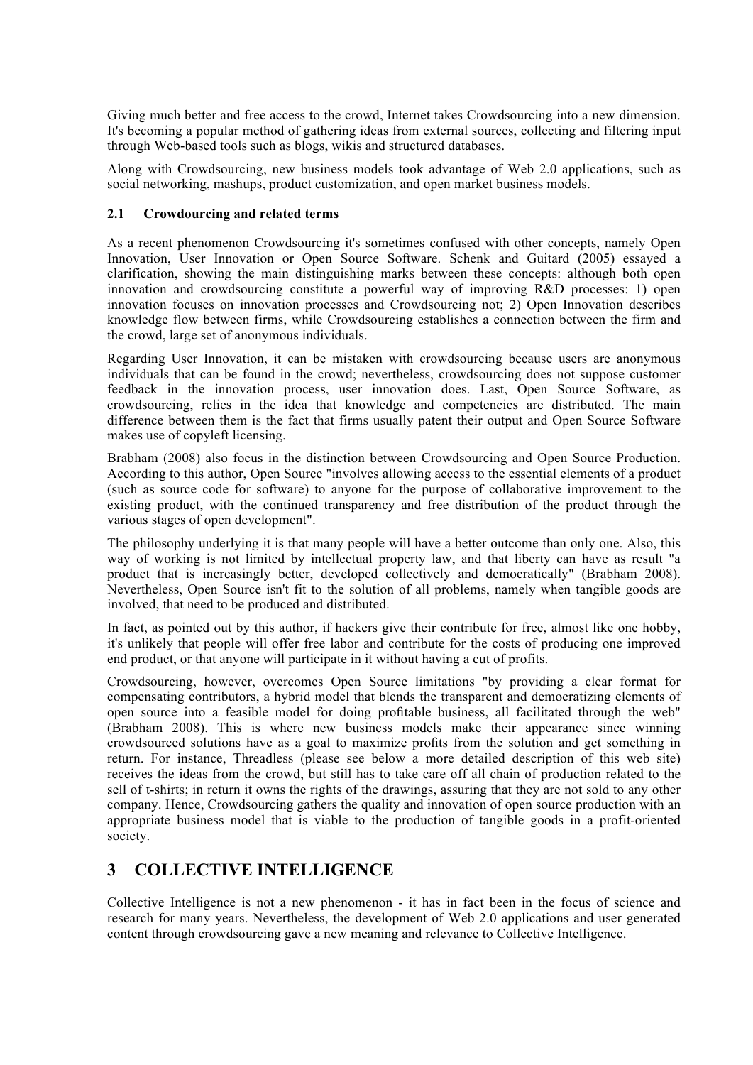Giving much better and free access to the crowd, Internet takes Crowdsourcing into a new dimension. It's becoming a popular method of gathering ideas from external sources, collecting and filtering input through Web-based tools such as blogs, wikis and structured databases.

Along with Crowdsourcing, new business models took advantage of Web 2.0 applications, such as social networking, mashups, product customization, and open market business models.

### 2.1 Crowdourcing and related terms

As a recent phenomenon Crowdsourcing it's sometimes confused with other concepts, namely Open Innovation, User Innovation or Open Source Software. Schenk and Guitard (2005) essayed a clarification, showing the main distinguishing marks between these concepts: although both open innovation and crowdsourcing constitute a powerful way of improving R&D processes: 1) open innovation focuses on innovation processes and Crowdsourcing not; 2) Open Innovation describes knowledge flow between firms, while Crowdsourcing establishes a connection between the firm and the crowd, large set of anonymous individuals.

Regarding User Innovation, it can be mistaken with crowdsourcing because users are anonymous individuals that can be found in the crowd; nevertheless, crowdsourcing does not suppose customer feedback in the innovation process, user innovation does. Last, Open Source Software, as crowdsourcing, relies in the idea that knowledge and competencies are distributed. The main difference between them is the fact that firms usually patent their output and Open Source Software makes use of copyleft licensing.

Brabham (2008) also focus in the distinction between Crowdsourcing and Open Source Production. According to this author, Open Source "involves allowing access to the essential elements of a product (such as source code for software) to anyone for the purpose of collaborative improvement to the existing product, with the continued transparency and free distribution of the product through the various stages of open development".

The philosophy underlying it is that many people will have a better outcome than only one. Also, this way of working is not limited by intellectual property law, and that liberty can have as result "a product that is increasingly better, developed collectively and democratically" (Brabham 2008). Nevertheless, Open Source isn't fit to the solution of all problems, namely when tangible goods are involved, that need to be produced and distributed.

In fact, as pointed out by this author, if hackers give their contribute for free, almost like one hobby, it's unlikely that people will offer free labor and contribute for the costs of producing one improved end product, or that anyone will participate in it without having a cut of profits.

Crowdsourcing, however, overcomes Open Source limitations "by providing a clear format for compensating contributors, a hybrid model that blends the transparent and democratizing elements of open source into a feasible model for doing profitable business, all facilitated through the web" (Brabham 2008). This is where new business models make their appearance since winning crowdsourced solutions have as a goal to maximize profits from the solution and get something in return. For instance, Threadless (please see below a more detailed description of this web site) receives the ideas from the crowd, but still has to take care off all chain of production related to the sell of t-shirts; in return it owns the rights of the drawings, assuring that they are not sold to any other company. Hence, Crowdsourcing gathers the quality and innovation of open source production with an appropriate business model that is viable to the production of tangible goods in a profit-oriented society.

## 3 COLLECTIVE INTELLIGENCE

Collective Intelligence is not a new phenomenon - it has in fact been in the focus of science and research for many years. Nevertheless, the development of Web 2.0 applications and user generated content through crowdsourcing gave a new meaning and relevance to Collective Intelligence.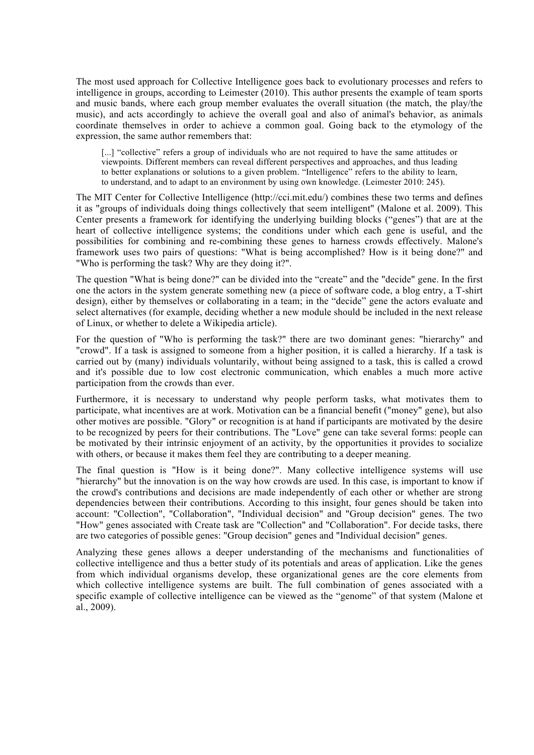The most used approach for Collective Intelligence goes back to evolutionary processes and refers to intelligence in groups, according to Leimester (2010). This author presents the example of team sports and music bands, where each group member evaluates the overall situation (the match, the play/the music), and acts accordingly to achieve the overall goal and also of animal's behavior, as animals coordinate themselves in order to achieve a common goal. Going back to the etymology of the expression, the same author remembers that:

> [...] "collective" refers a group of individuals who are not required to have the same attitudes or viewpoints. Different members can reveal different perspectives and approaches, and thus leading to better explanations or solutions to a given problem. "Intelligence" refers to the ability to learn, to understand, and to adapt to an environment by using own knowledge. (Leimester 2010: 245).

The MIT Center for Collective Intelligence (http://cci.mit.edu/) combines these two terms and defines it as "groups of individuals doing things collectively that seem intelligent" (Malone et al. 2009). This Center presents a framework for identifying the underlying building blocks ("genes") that are at the heart of collective intelligence systems; the conditions under which each gene is useful, and the possibilities for combining and re-combining these genes to harness crowds effectively. Malone's framework uses two pairs of questions: "What is being accomplished? How is it being done?" and "Who is performing the task? Why are they doing it?".

The question "What is being done?" can be divided into the "create" and the "decide" gene. In the first one the actors in the system generate something new (a piece of software code, a blog entry, a T-shirt design), either by themselves or collaborating in a team; in the "decide" gene the actors evaluate and select alternatives (for example, deciding whether a new module should be included in the next release of Linux, or whether to delete a Wikipedia article).

For the question of "Who is performing the task?" there are two dominant genes: "hierarchy" and "crowd". If a task is assigned to someone from a higher position, it is called a hierarchy. If a task is carried out by (many) individuals voluntarily, without being assigned to a task, this is called a crowd and it's possible due to low cost electronic communication, which enables a much more active participation from the crowds than ever.

Furthermore, it is necessary to understand why people perform tasks, what motivates them to participate, what incentives are at work. Motivation can be a financial benefit ("money" gene), but also other motives are possible. "Glory" or recognition is at hand if participants are motivated by the desire to be recognized by peers for their contributions. The "Love" gene can take several forms: people can be motivated by their intrinsic enjoyment of an activity, by the opportunities it provides to socialize with others, or because it makes them feel they are contributing to a deeper meaning.

The final question is "How is it being done?". Many collective intelligence systems will use "hierarchy" but the innovation is on the way how crowds are used. In this case, is important to know if the crowd's contributions and decisions are made independently of each other or whether are strong dependencies between their contributions. According to this insight, four genes should be taken into account: "Collection", "Collaboration", "Individual decision" and "Group decision" genes. The two "How" genes associated with Create task are "Collection" and "Collaboration". For decide tasks, there are two categories of possible genes: "Group decision" genes and "Individual decision" genes.

Analyzing these genes allows a deeper understanding of the mechanisms and functionalities of collective intelligence and thus a better study of its potentials and areas of application. Like the genes from which individual organisms develop, these organizational genes are the core elements from which collective intelligence systems are built. The full combination of genes associated with a specific example of collective intelligence can be viewed as the "genome" of that system (Malone et al., 2009).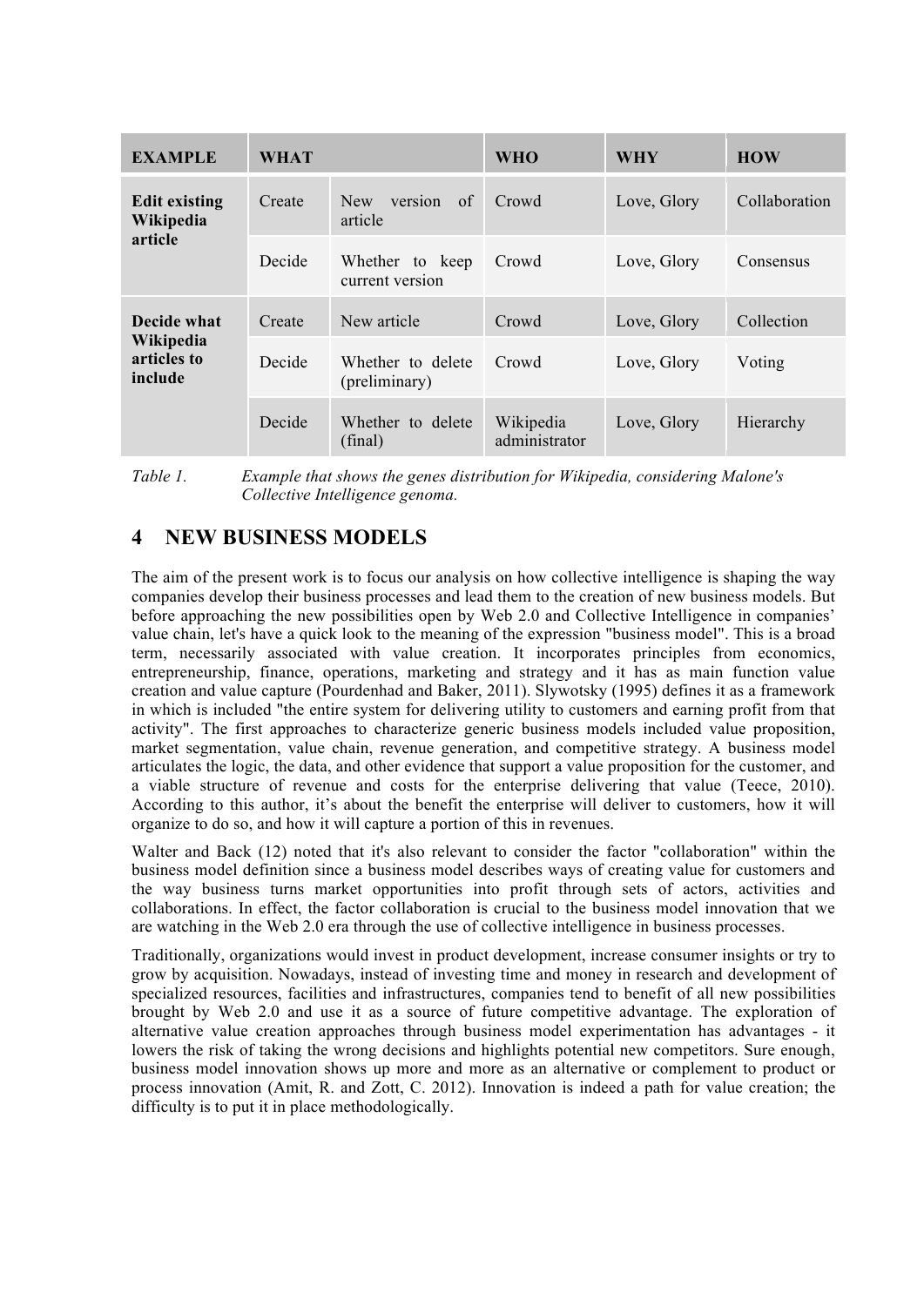| EXAMPLE | WHAT | | WHO | WHY | HOW |
|---|---|---|---|---|---|
| **Edit existing Wikipedia article** | Create | New version of article | Crowd | Love, Glory | Collaboration |
| | Decide | Whether to keep current version | Crowd | Love, Glory | Consensus |
| **Decide what Wikipedia articles to include** | Create | New article | Crowd | Love, Glory | Collection |
| | Decide | Whether to delete (preliminary) | Crowd | Love, Glory | Voting |
| | Decide | Whether to delete (final) | Wikipedia administrator | Love, Glory | Hierarchy |

*Table 1. Example that shows the genes distribution for Wikipedia, considering Malone's Collective Intelligence genoma.*

# 4 NEW BUSINESS MODELS

The aim of the present work is to focus our analysis on how collective intelligence is shaping the way companies develop their business processes and lead them to the creation of new business models. But before approaching the new possibilities open by Web 2.0 and Collective Intelligence in companies' value chain, let's have a quick look to the meaning of the expression "business model". This is a broad term, necessarily associated with value creation. It incorporates principles from economics, entrepreneurship, finance, operations, marketing and strategy and it has as main function value creation and value capture (Pourdenhad and Baker, 2011). Slywotsky (1995) defines it as a framework in which is included "the entire system for delivering utility to customers and earning profit from that activity". The first approaches to characterize generic business models included value proposition, market segmentation, value chain, revenue generation, and competitive strategy. A business model articulates the logic, the data, and other evidence that support a value proposition for the customer, and a viable structure of revenue and costs for the enterprise delivering that value (Teece, 2010). According to this author, it's about the benefit the enterprise will deliver to customers, how it will organize to do so, and how it will capture a portion of this in revenues.

Walter and Back (12) noted that it's also relevant to consider the factor "collaboration" within the business model definition since a business model describes ways of creating value for customers and the way business turns market opportunities into profit through sets of actors, activities and collaborations. In effect, the factor collaboration is crucial to the business model innovation that we are watching in the Web 2.0 era through the use of collective intelligence in business processes.

Traditionally, organizations would invest in product development, increase consumer insights or try to grow by acquisition. Nowadays, instead of investing time and money in research and development of specialized resources, facilities and infrastructures, companies tend to benefit of all new possibilities brought by Web 2.0 and use it as a source of future competitive advantage. The exploration of alternative value creation approaches through business model experimentation has advantages - it lowers the risk of taking the wrong decisions and highlights potential new competitors. Sure enough, business model innovation shows up more and more as an alternative or complement to product or process innovation (Amit, R. and Zott, C. 2012). Innovation is indeed a path for value creation; the difficulty is to put it in place methodologically.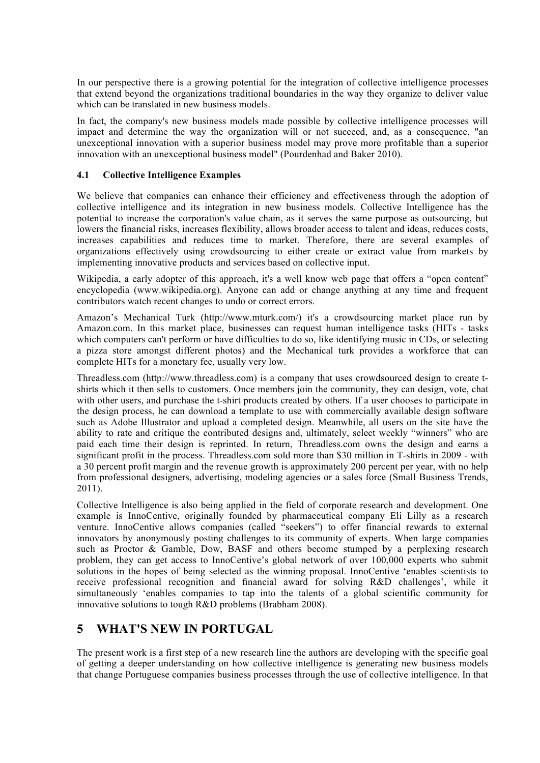In our perspective there is a growing potential for the integration of collective intelligence processes that extend beyond the organizations traditional boundaries in the way they organize to deliver value which can be translated in new business models.

In fact, the company's new business models made possible by collective intelligence processes will impact and determine the way the organization will or not succeed, and, as a consequence, "an unexceptional innovation with a superior business model may prove more profitable than a superior innovation with an unexceptional business model" (Pourdenhad and Baker 2010).

### 4.1 Collective Intelligence Examples

We believe that companies can enhance their efficiency and effectiveness through the adoption of collective intelligence and its integration in new business models. Collective Intelligence has the potential to increase the corporation's value chain, as it serves the same purpose as outsourcing, but lowers the financial risks, increases flexibility, allows broader access to talent and ideas, reduces costs, increases capabilities and reduces time to market. Therefore, there are several examples of organizations effectively using crowdsourcing to either create or extract value from markets by implementing innovative products and services based on collective input.

Wikipedia, a early adopter of this approach, it's a well know web page that offers a "open content" encyclopedia (www.wikipedia.org). Anyone can add or change anything at any time and frequent contributors watch recent changes to undo or correct errors.

Amazon's Mechanical Turk (http://www.mturk.com/) it's a crowdsourcing market place run by Amazon.com. In this market place, businesses can request human intelligence tasks (HITs - tasks which computers can't perform or have difficulties to do so, like identifying music in CDs, or selecting a pizza store amongst different photos) and the Mechanical turk provides a workforce that can complete HITs for a monetary fee, usually very low.

Threadless.com (http://www.threadless.com) is a company that uses crowdsourced design to create t-shirts which it then sells to customers. Once members join the community, they can design, vote, chat with other users, and purchase the t-shirt products created by others. If a user chooses to participate in the design process, he can download a template to use with commercially available design software such as Adobe Illustrator and upload a completed design. Meanwhile, all users on the site have the ability to rate and critique the contributed designs and, ultimately, select weekly "winners" who are paid each time their design is reprinted. In return, Threadless.com owns the design and earns a significant profit in the process. Threadless.com sold more than $30 million in T-shirts in 2009 - with a 30 percent profit margin and the revenue growth is approximately 200 percent per year, with no help from professional designers, advertising, modeling agencies or a sales force (Small Business Trends, 2011).

Collective Intelligence is also being applied in the field of corporate research and development. One example is InnoCentive, originally founded by pharmaceutical company Eli Lilly as a research venture. InnoCentive allows companies (called "seekers") to offer financial rewards to external innovators by anonymously posting challenges to its community of experts. When large companies such as Proctor & Gamble, Dow, BASF and others become stumped by a perplexing research problem, they can get access to InnoCentive's global network of over 100,000 experts who submit solutions in the hopes of being selected as the winning proposal. InnoCentive 'enables scientists to receive professional recognition and financial award for solving R&D challenges', while it simultaneously 'enables companies to tap into the talents of a global scientific community for innovative solutions to tough R&D problems (Brabham 2008).

## 5 WHAT'S NEW IN PORTUGAL

The present work is a first step of a new research line the authors are developing with the specific goal of getting a deeper understanding on how collective intelligence is generating new business models that change Portuguese companies business processes through the use of collective intelligence. In that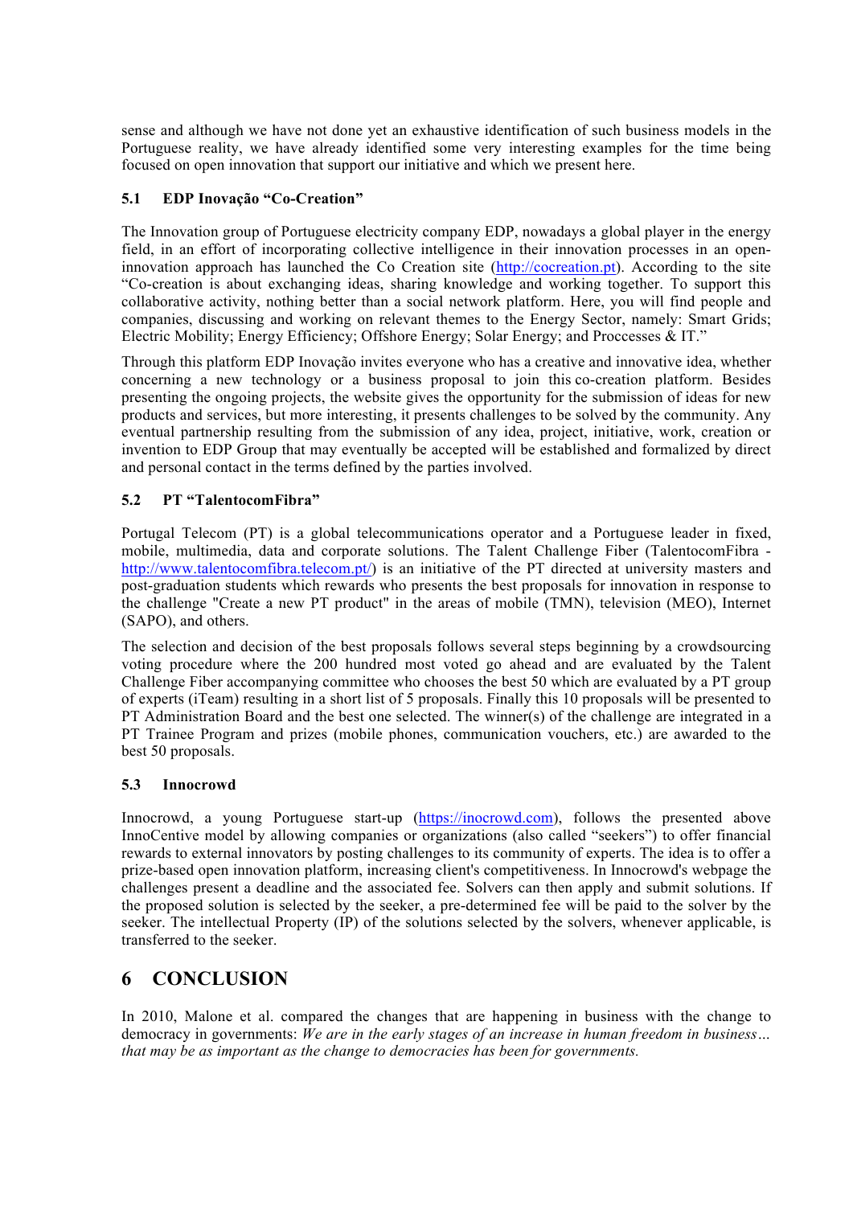sense and although we have not done yet an exhaustive identification of such business models in the Portuguese reality, we have already identified some very interesting examples for the time being focused on open innovation that support our initiative and which we present here.

### 5.1 EDP Inovação "Co-Creation"

The Innovation group of Portuguese electricity company EDP, nowadays a global player in the energy field, in an effort of incorporating collective intelligence in their innovation processes in an open-innovation approach has launched the Co Creation site (http://cocreation.pt). According to the site "Co-creation is about exchanging ideas, sharing knowledge and working together. To support this collaborative activity, nothing better than a social network platform. Here, you will find people and companies, discussing and working on relevant themes to the Energy Sector, namely: Smart Grids; Electric Mobility; Energy Efficiency; Offshore Energy; Solar Energy; and Proccesses & IT."

Through this platform EDP Inovação invites everyone who has a creative and innovative idea, whether concerning a new technology or a business proposal to join this co-creation platform. Besides presenting the ongoing projects, the website gives the opportunity for the submission of ideas for new products and services, but more interesting, it presents challenges to be solved by the community. Any eventual partnership resulting from the submission of any idea, project, initiative, work, creation or invention to EDP Group that may eventually be accepted will be established and formalized by direct and personal contact in the terms defined by the parties involved.

### 5.2 PT "TalentocomFibra"

Portugal Telecom (PT) is a global telecommunications operator and a Portuguese leader in fixed, mobile, multimedia, data and corporate solutions. The Talent Challenge Fiber (TalentocomFibra - http://www.talentocomfibra.telecom.pt/) is an initiative of the PT directed at university masters and post-graduation students which rewards who presents the best proposals for innovation in response to the challenge "Create a new PT product" in the areas of mobile (TMN), television (MEO), Internet (SAPO), and others.

The selection and decision of the best proposals follows several steps beginning by a crowdsourcing voting procedure where the 200 hundred most voted go ahead and are evaluated by the Talent Challenge Fiber accompanying committee who chooses the best 50 which are evaluated by a PT group of experts (iTeam) resulting in a short list of 5 proposals. Finally this 10 proposals will be presented to PT Administration Board and the best one selected. The winner(s) of the challenge are integrated in a PT Trainee Program and prizes (mobile phones, communication vouchers, etc.) are awarded to the best 50 proposals.

### 5.3 Innocrowd

Innocrowd, a young Portuguese start-up (https://inocrowd.com), follows the presented above InnoCentive model by allowing companies or organizations (also called "seekers") to offer financial rewards to external innovators by posting challenges to its community of experts. The idea is to offer a prize-based open innovation platform, increasing client's competitiveness. In Innocrowd's webpage the challenges present a deadline and the associated fee. Solvers can then apply and submit solutions. If the proposed solution is selected by the seeker, a pre-determined fee will be paid to the solver by the seeker. The intellectual Property (IP) of the solutions selected by the solvers, whenever applicable, is transferred to the seeker.

## 6 CONCLUSION

In 2010, Malone et al. compared the changes that are happening in business with the change to democracy in governments: *We are in the early stages of an increase in human freedom in business… that may be as important as the change to democracies has been for governments.*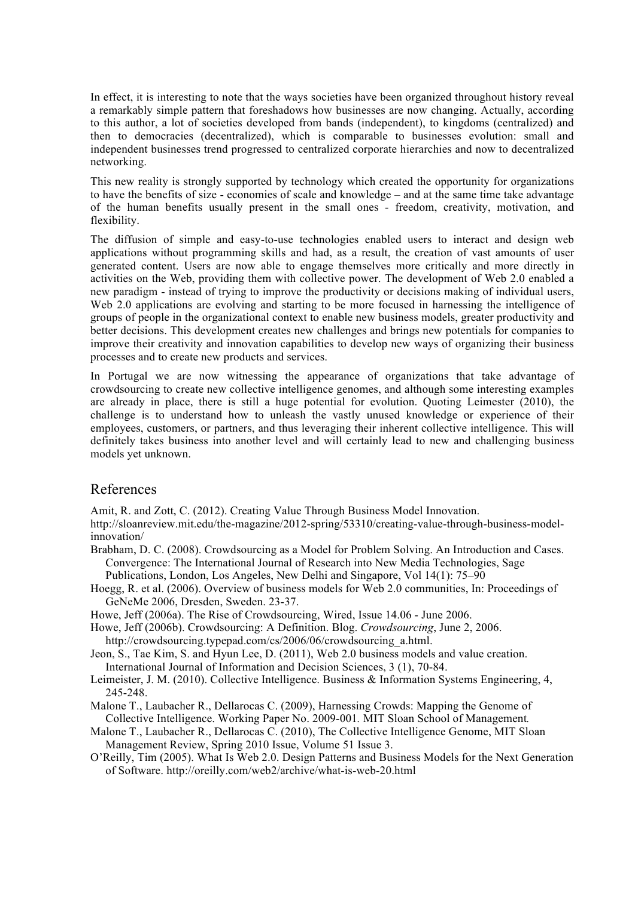In effect, it is interesting to note that the ways societies have been organized throughout history reveal a remarkably simple pattern that foreshadows how businesses are now changing. Actually, according to this author, a lot of societies developed from bands (independent), to kingdoms (centralized) and then to democracies (decentralized), which is comparable to businesses evolution: small and independent businesses trend progressed to centralized corporate hierarchies and now to decentralized networking.

This new reality is strongly supported by technology which created the opportunity for organizations to have the benefits of size - economies of scale and knowledge – and at the same time take advantage of the human benefits usually present in the small ones - freedom, creativity, motivation, and flexibility.

The diffusion of simple and easy-to-use technologies enabled users to interact and design web applications without programming skills and had, as a result, the creation of vast amounts of user generated content. Users are now able to engage themselves more critically and more directly in activities on the Web, providing them with collective power. The development of Web 2.0 enabled a new paradigm - instead of trying to improve the productivity or decisions making of individual users, Web 2.0 applications are evolving and starting to be more focused in harnessing the intelligence of groups of people in the organizational context to enable new business models, greater productivity and better decisions. This development creates new challenges and brings new potentials for companies to improve their creativity and innovation capabilities to develop new ways of organizing their business processes and to create new products and services.

In Portugal we are now witnessing the appearance of organizations that take advantage of crowdsourcing to create new collective intelligence genomes, and although some interesting examples are already in place, there is still a huge potential for evolution. Quoting Leimester (2010), the challenge is to understand how to unleash the vastly unused knowledge or experience of their employees, customers, or partners, and thus leveraging their inherent collective intelligence. This will definitely takes business into another level and will certainly lead to new and challenging business models yet unknown.

## References

Amit, R. and Zott, C. (2012). Creating Value Through Business Model Innovation. http://sloanreview.mit.edu/the-magazine/2012-spring/53310/creating-value-through-business-model-innovation/

Brabham, D. C. (2008). Crowdsourcing as a Model for Problem Solving. An Introduction and Cases. Convergence: The International Journal of Research into New Media Technologies, Sage Publications, London, Los Angeles, New Delhi and Singapore, Vol 14(1): 75–90

Hoegg, R. et al. (2006). Overview of business models for Web 2.0 communities, In: Proceedings of GeNeMe 2006, Dresden, Sweden. 23-37.

Howe, Jeff (2006a). The Rise of Crowdsourcing, Wired, Issue 14.06 - June 2006.

Howe, Jeff (2006b). Crowdsourcing: A Definition. Blog. *Crowdsourcing*, June 2, 2006. http://crowdsourcing.typepad.com/cs/2006/06/crowdsourcing_a.html.

Jeon, S., Tae Kim, S. and Hyun Lee, D. (2011), Web 2.0 business models and value creation. International Journal of Information and Decision Sciences, 3 (1), 70-84.

Leimeister, J. M. (2010). Collective Intelligence. Business & Information Systems Engineering, 4, 245-248.

Malone T., Laubacher R., Dellarocas C. (2009), Harnessing Crowds: Mapping the Genome of Collective Intelligence. Working Paper No. 2009-001. MIT Sloan School of Management.

Malone T., Laubacher R., Dellarocas C. (2010), The Collective Intelligence Genome, MIT Sloan Management Review, Spring 2010 Issue, Volume 51 Issue 3.

O'Reilly, Tim (2005). What Is Web 2.0. Design Patterns and Business Models for the Next Generation of Software. http://oreilly.com/web2/archive/what-is-web-20.html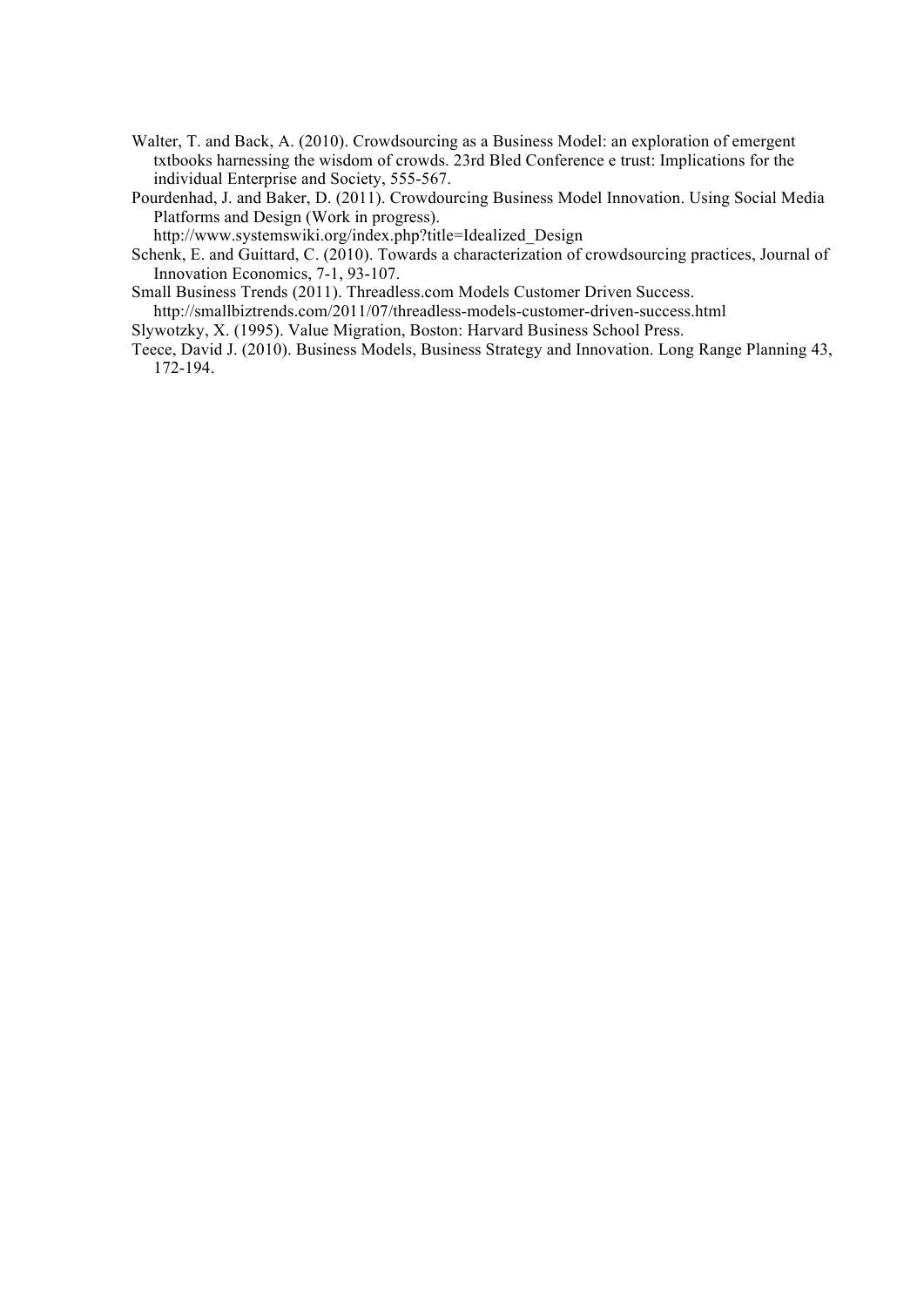Walter, T. and Back, A. (2010). Crowdsourcing as a Business Model: an exploration of emergent txtbooks harnessing the wisdom of crowds. 23rd Bled Conference e trust: Implications for the individual Enterprise and Society, 555-567.

Pourdenhad, J. and Baker, D. (2011). Crowdourcing Business Model Innovation. Using Social Media Platforms and Design (Work in progress). http://www.systemswiki.org/index.php?title=Idealized_Design

Schenk, E. and Guittard, C. (2010). Towards a characterization of crowdsourcing practices, Journal of Innovation Economics, 7-1, 93-107.

Small Business Trends (2011). Threadless.com Models Customer Driven Success. http://smallbiztrends.com/2011/07/threadless-models-customer-driven-success.html

Slywotzky, X. (1995). Value Migration, Boston: Harvard Business School Press.

Teece, David J. (2010). Business Models, Business Strategy and Innovation. Long Range Planning 43, 172-194.